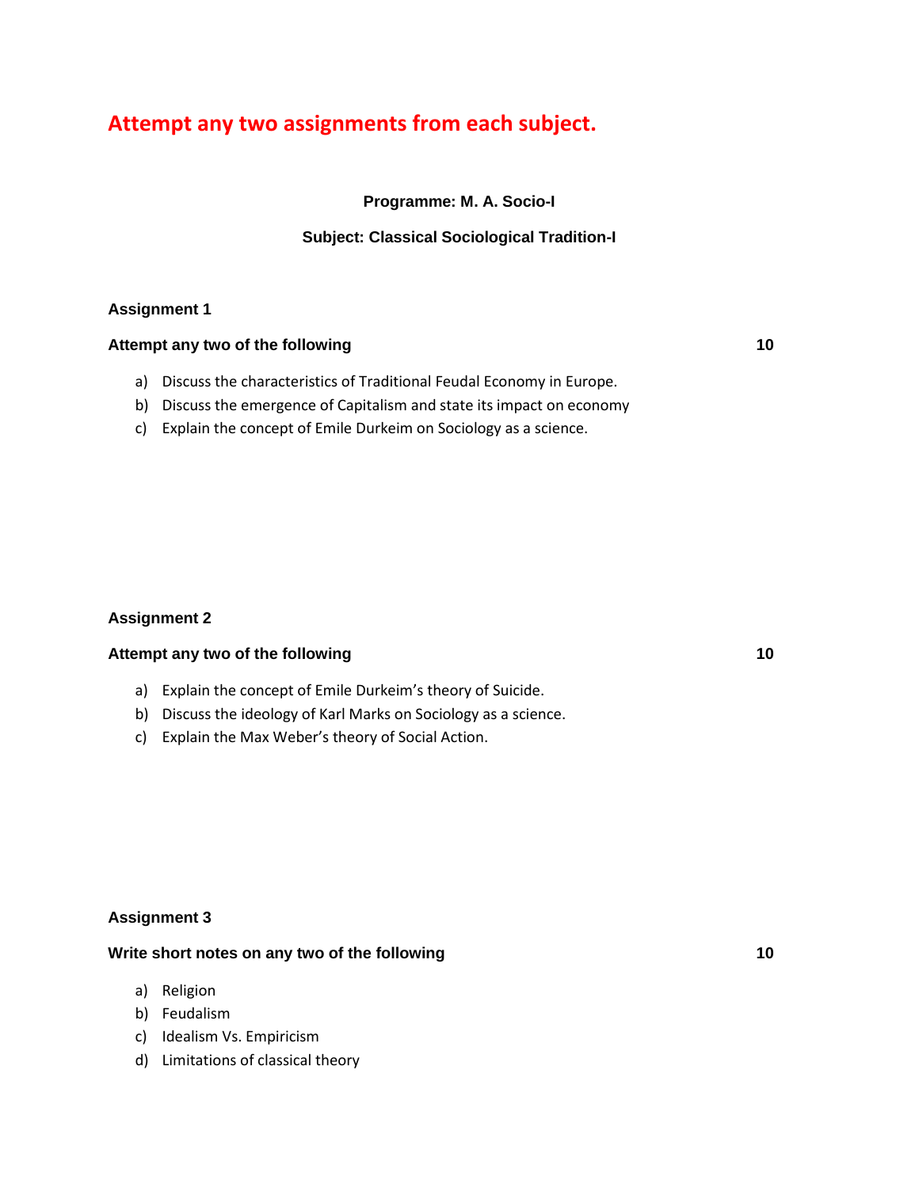# Attempt any two assignments from each subject.

**Programme: M. A. Socio-I**

**Subject: Classical Sociological Tradition-I**

### Assignment 1

**Attempt any two of the following** **10**

a) Discuss the characteristics of Traditional Feudal Economy in Europe.
b) Discuss the emergence of Capitalism and state its impact on economy
c) Explain the concept of Emile Durkeim on Sociology as a science.

### Assignment 2

**Attempt any two of the following** **10**

a) Explain the concept of Emile Durkeim's theory of Suicide.
b) Discuss the ideology of Karl Marks on Sociology as a science.
c) Explain the Max Weber's theory of Social Action.

### Assignment 3

**Write short notes on any two of the following** **10**

a) Religion
b) Feudalism
c) Idealism Vs. Empiricism
d) Limitations of classical theory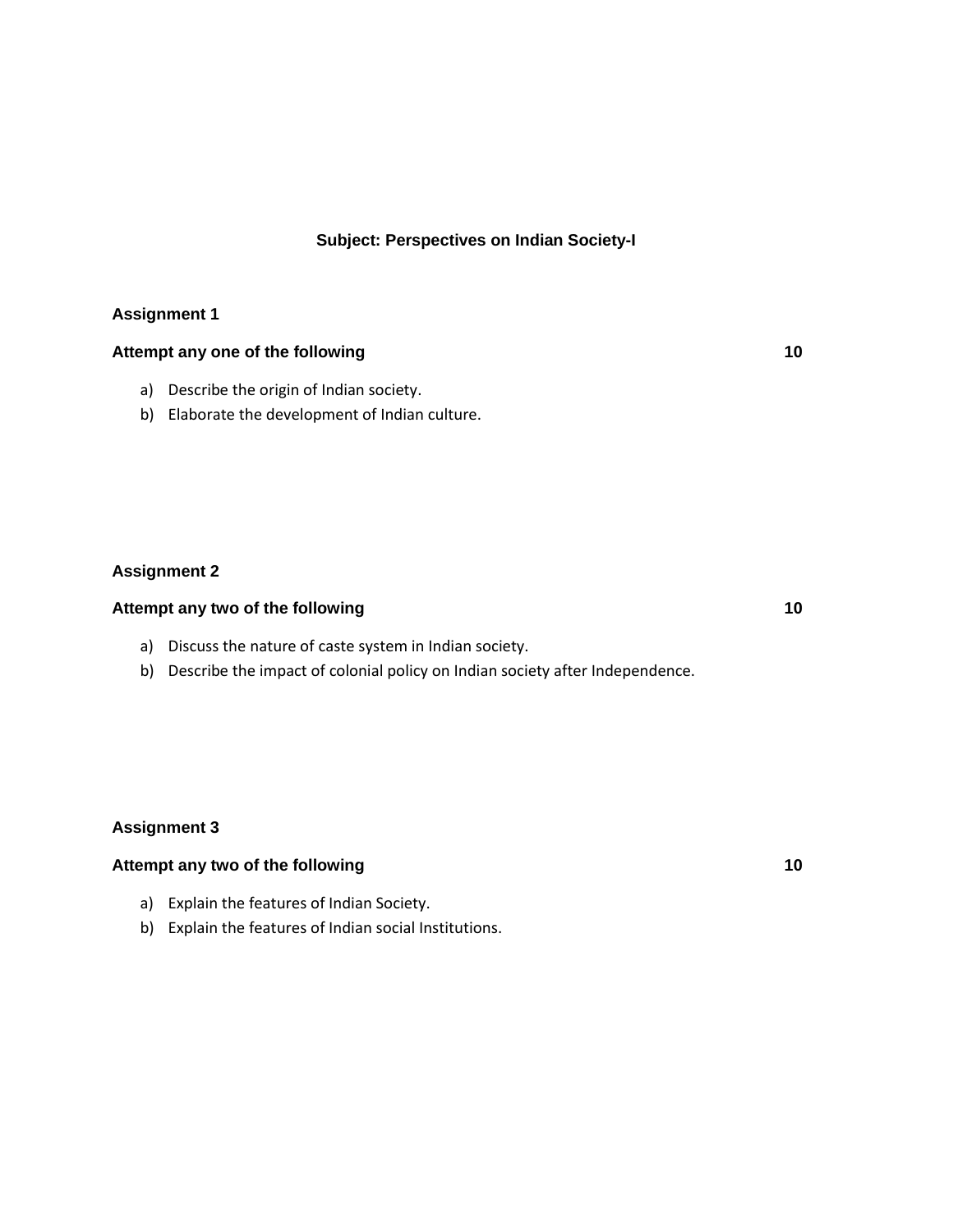## Subject: Perspectives on Indian Society-I

### Assignment 1

**Attempt any one of the following** **10**

a) Describe the origin of Indian society.
b) Elaborate the development of Indian culture.

### Assignment 2

**Attempt any two of the following** **10**

a) Discuss the nature of caste system in Indian society.
b) Describe the impact of colonial policy on Indian society after Independence.

### Assignment 3

**Attempt any two of the following** **10**

a) Explain the features of Indian Society.
b) Explain the features of Indian social Institutions.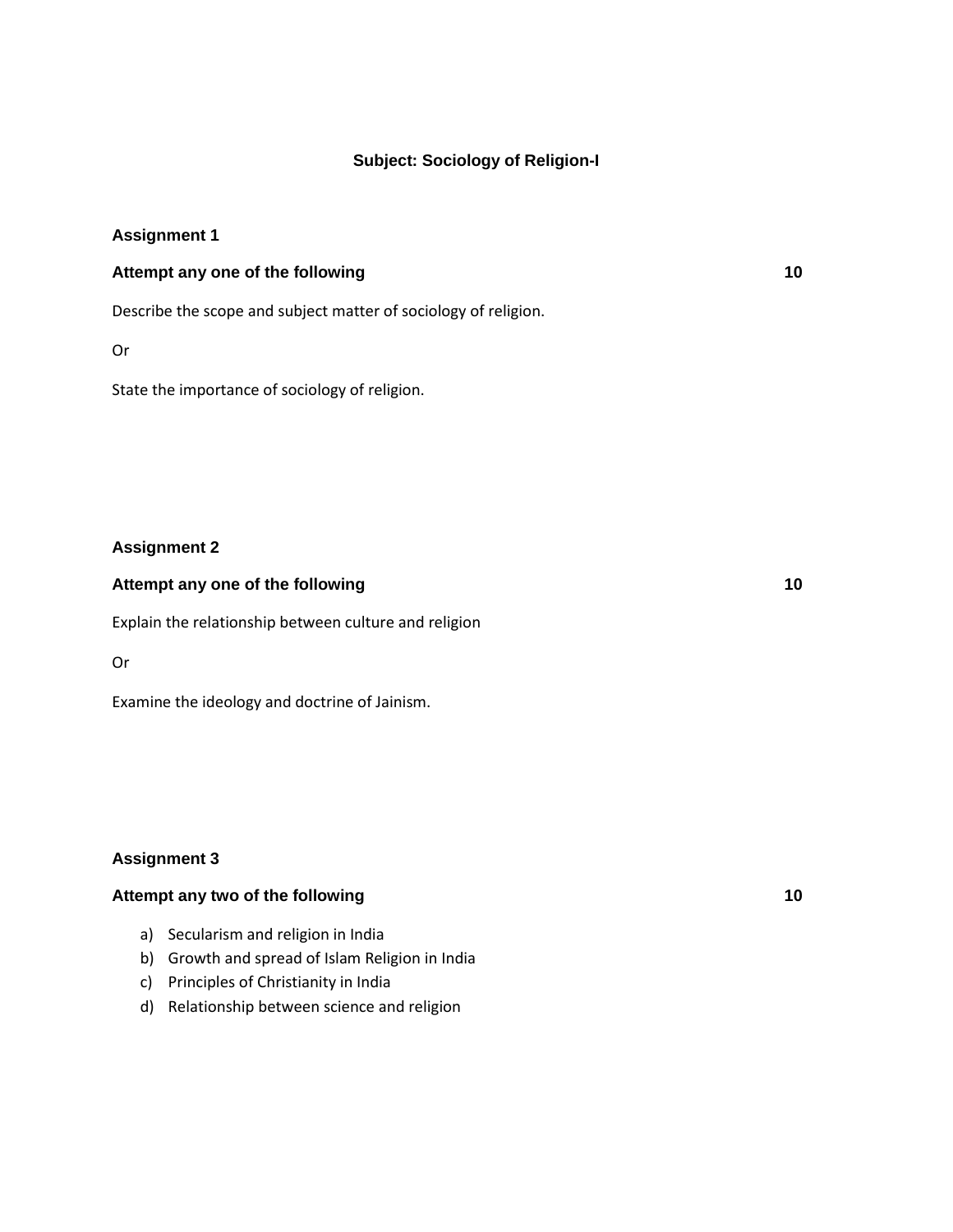## Subject: Sociology of Religion-I

### Assignment 1

**Attempt any one of the following** **10**

Describe the scope and subject matter of sociology of religion.

Or

State the importance of sociology of religion.

### Assignment 2

**Attempt any one of the following** **10**

Explain the relationship between culture and religion

Or

Examine the ideology and doctrine of Jainism.

### Assignment 3

**Attempt any two of the following** **10**

a) Secularism and religion in India
b) Growth and spread of Islam Religion in India
c) Principles of Christianity in India
d) Relationship between science and religion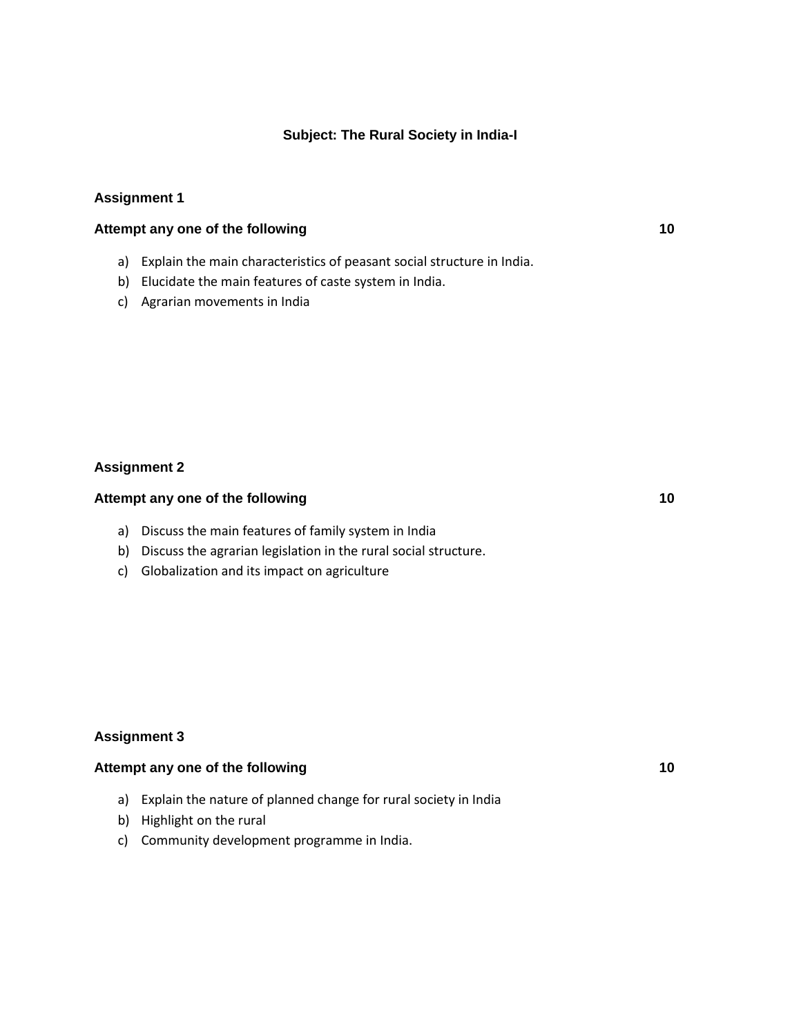# Subject: The Rural Society in India-I

## Assignment 1

**Attempt any one of the following** **10**

a) Explain the main characteristics of peasant social structure in India.
b) Elucidate the main features of caste system in India.
c) Agrarian movements in India

## Assignment 2

**Attempt any one of the following** **10**

a) Discuss the main features of family system in India
b) Discuss the agrarian legislation in the rural social structure.
c) Globalization and its impact on agriculture

## Assignment 3

**Attempt any one of the following** **10**

a) Explain the nature of planned change for rural society in India
b) Highlight on the rural
c) Community development programme in India.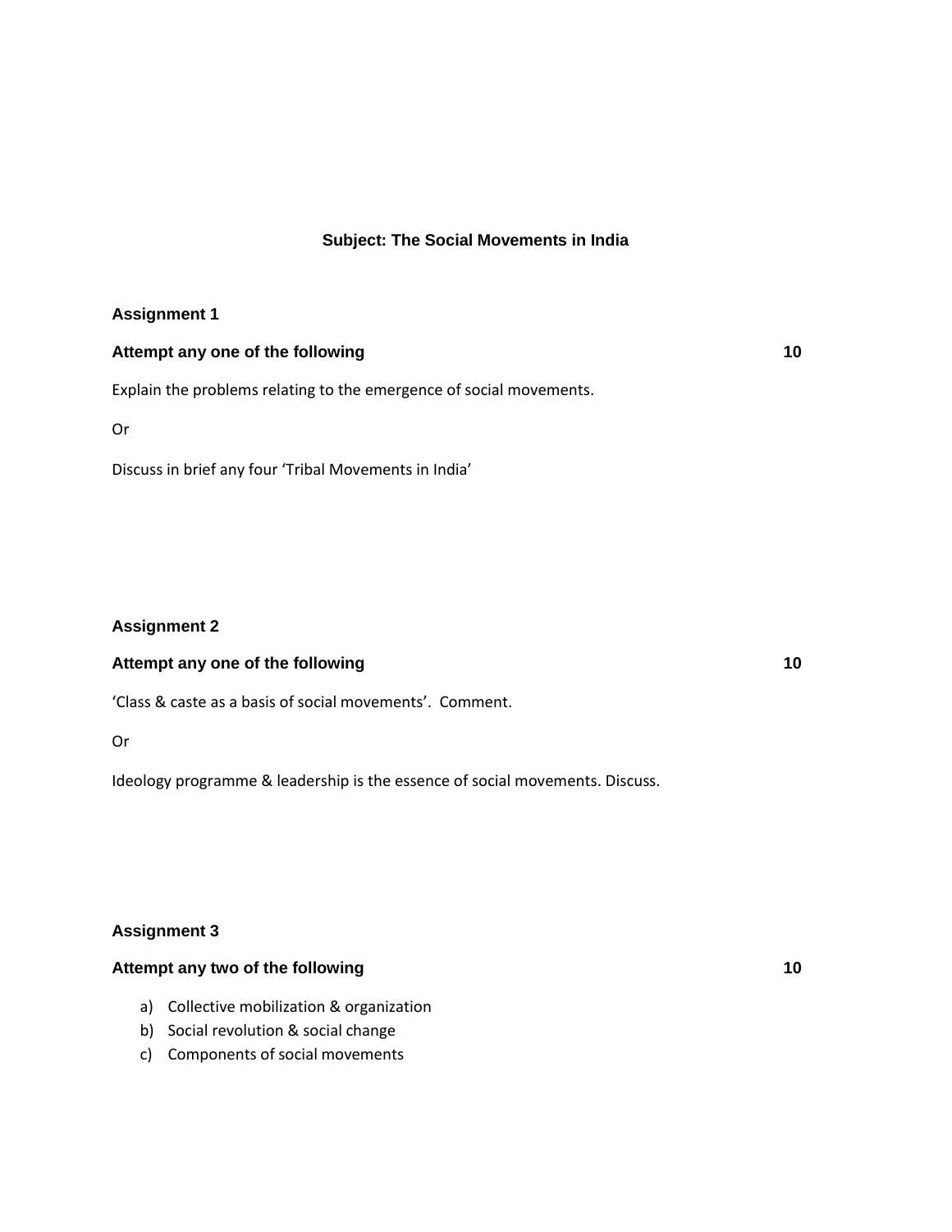## Subject: The Social Movements in India

### Assignment 1

**Attempt any one of the following** **10**

Explain the problems relating to the emergence of social movements.

Or

Discuss in brief any four 'Tribal Movements in India'

### Assignment 2

**Attempt any one of the following** **10**

'Class & caste as a basis of social movements'. Comment.

Or

Ideology programme & leadership is the essence of social movements. Discuss.

### Assignment 3

**Attempt any two of the following** **10**

a) Collective mobilization & organization
b) Social revolution & social change
c) Components of social movements